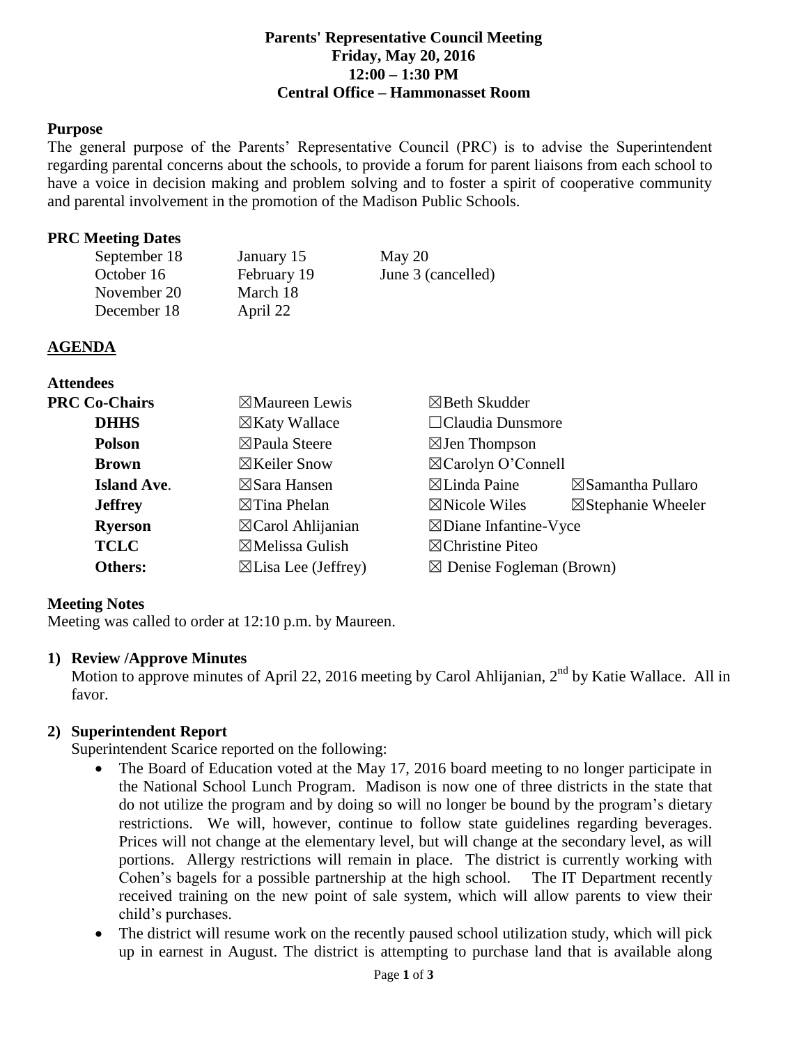**Parents' Representative Council Meeting**
**Friday, May 20, 2016**
**12:00 – 1:30 PM**
**Central Office – Hammonasset Room**

**Purpose**

The general purpose of the Parents' Representative Council (PRC) is to advise the Superintendent regarding parental concerns about the schools, to provide a forum for parent liaisons from each school to have a voice in decision making and problem solving and to foster a spirit of cooperative community and parental involvement in the promotion of the Madison Public Schools.

**PRC Meeting Dates**

| | | |
|---|---|---|
| September 18 | January 15 | May 20 |
| October 16 | February 19 | June 3 (cancelled) |
| November 20 | March 18 | |
| December 18 | April 22 | |

**AGENDA**

**Attendees**

| | | | |
|---|---|---|---|
| **PRC Co-Chairs** | ☒Maureen Lewis | ☒Beth Skudder | |
| **DHHS** | ☒Katy Wallace | ☐Claudia Dunsmore | |
| **Polson** | ☒Paula Steere | ☒Jen Thompson | |
| **Brown** | ☒Keiler Snow | ☒Carolyn O'Connell | |
| **Island Ave.** | ☒Sara Hansen | ☒Linda Paine | ☒Samantha Pullaro |
| **Jeffrey** | ☒Tina Phelan | ☒Nicole Wiles | ☒Stephanie Wheeler |
| **Ryerson** | ☒Carol Ahlijanian | ☒Diane Infantine-Vyce | |
| **TCLC** | ☒Melissa Gulish | ☒Christine Piteo | |
| **Others:** | ☒Lisa Lee (Jeffrey) | ☒ Denise Fogleman (Brown) | |

**Meeting Notes**

Meeting was called to order at 12:10 p.m. by Maureen.

**1) Review /Approve Minutes**

Motion to approve minutes of April 22, 2016 meeting by Carol Ahlijanian, 2nd by Katie Wallace. All in favor.

**2) Superintendent Report**

Superintendent Scarice reported on the following:

- The Board of Education voted at the May 17, 2016 board meeting to no longer participate in the National School Lunch Program. Madison is now one of three districts in the state that do not utilize the program and by doing so will no longer be bound by the program's dietary restrictions. We will, however, continue to follow state guidelines regarding beverages. Prices will not change at the elementary level, but will change at the secondary level, as will portions. Allergy restrictions will remain in place. The district is currently working with Cohen's bagels for a possible partnership at the high school. The IT Department recently received training on the new point of sale system, which will allow parents to view their child's purchases.
- The district will resume work on the recently paused school utilization study, which will pick up in earnest in August. The district is attempting to purchase land that is available along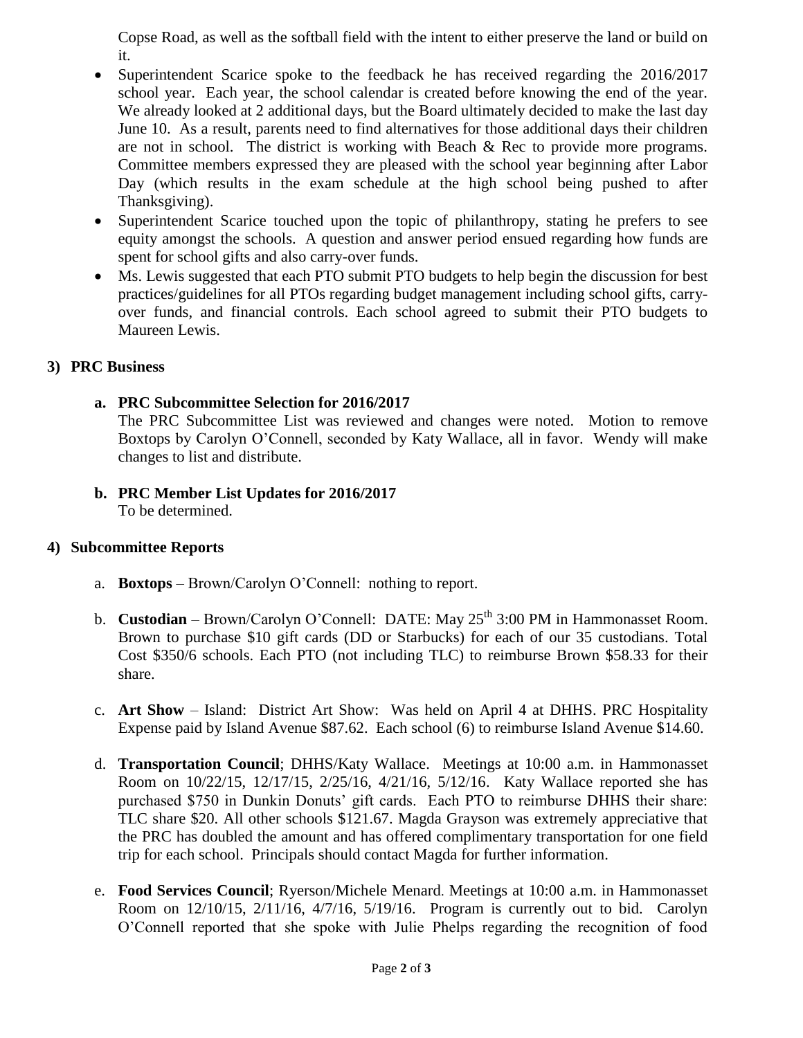Copse Road, as well as the softball field with the intent to either preserve the land or build on it.

- Superintendent Scarice spoke to the feedback he has received regarding the 2016/2017 school year. Each year, the school calendar is created before knowing the end of the year. We already looked at 2 additional days, but the Board ultimately decided to make the last day June 10. As a result, parents need to find alternatives for those additional days their children are not in school. The district is working with Beach & Rec to provide more programs. Committee members expressed they are pleased with the school year beginning after Labor Day (which results in the exam schedule at the high school being pushed to after Thanksgiving).
- Superintendent Scarice touched upon the topic of philanthropy, stating he prefers to see equity amongst the schools. A question and answer period ensued regarding how funds are spent for school gifts and also carry-over funds.
- Ms. Lewis suggested that each PTO submit PTO budgets to help begin the discussion for best practices/guidelines for all PTOs regarding budget management including school gifts, carry-over funds, and financial controls. Each school agreed to submit their PTO budgets to Maureen Lewis.

## 3) PRC Business

**a. PRC Subcommittee Selection for 2016/2017**

The PRC Subcommittee List was reviewed and changes were noted. Motion to remove Boxtops by Carolyn O'Connell, seconded by Katy Wallace, all in favor. Wendy will make changes to list and distribute.

**b. PRC Member List Updates for 2016/2017**

To be determined.

## 4) Subcommittee Reports

a. **Boxtops** – Brown/Carolyn O'Connell: nothing to report.

b. **Custodian** – Brown/Carolyn O'Connell: DATE: May 25th 3:00 PM in Hammonasset Room. Brown to purchase $10 gift cards (DD or Starbucks) for each of our 35 custodians. Total Cost $350/6 schools. Each PTO (not including TLC) to reimburse Brown $58.33 for their share.

c. **Art Show** – Island: District Art Show: Was held on April 4 at DHHS. PRC Hospitality Expense paid by Island Avenue $87.62. Each school (6) to reimburse Island Avenue $14.60.

d. **Transportation Council**; DHHS/Katy Wallace. Meetings at 10:00 a.m. in Hammonasset Room on 10/22/15, 12/17/15, 2/25/16, 4/21/16, 5/12/16. Katy Wallace reported she has purchased $750 in Dunkin Donuts' gift cards. Each PTO to reimburse DHHS their share: TLC share $20. All other schools $121.67. Magda Grayson was extremely appreciative that the PRC has doubled the amount and has offered complimentary transportation for one field trip for each school. Principals should contact Magda for further information.

e. **Food Services Council**; Ryerson/Michele Menard. Meetings at 10:00 a.m. in Hammonasset Room on 12/10/15, 2/11/16, 4/7/16, 5/19/16. Program is currently out to bid. Carolyn O'Connell reported that she spoke with Julie Phelps regarding the recognition of food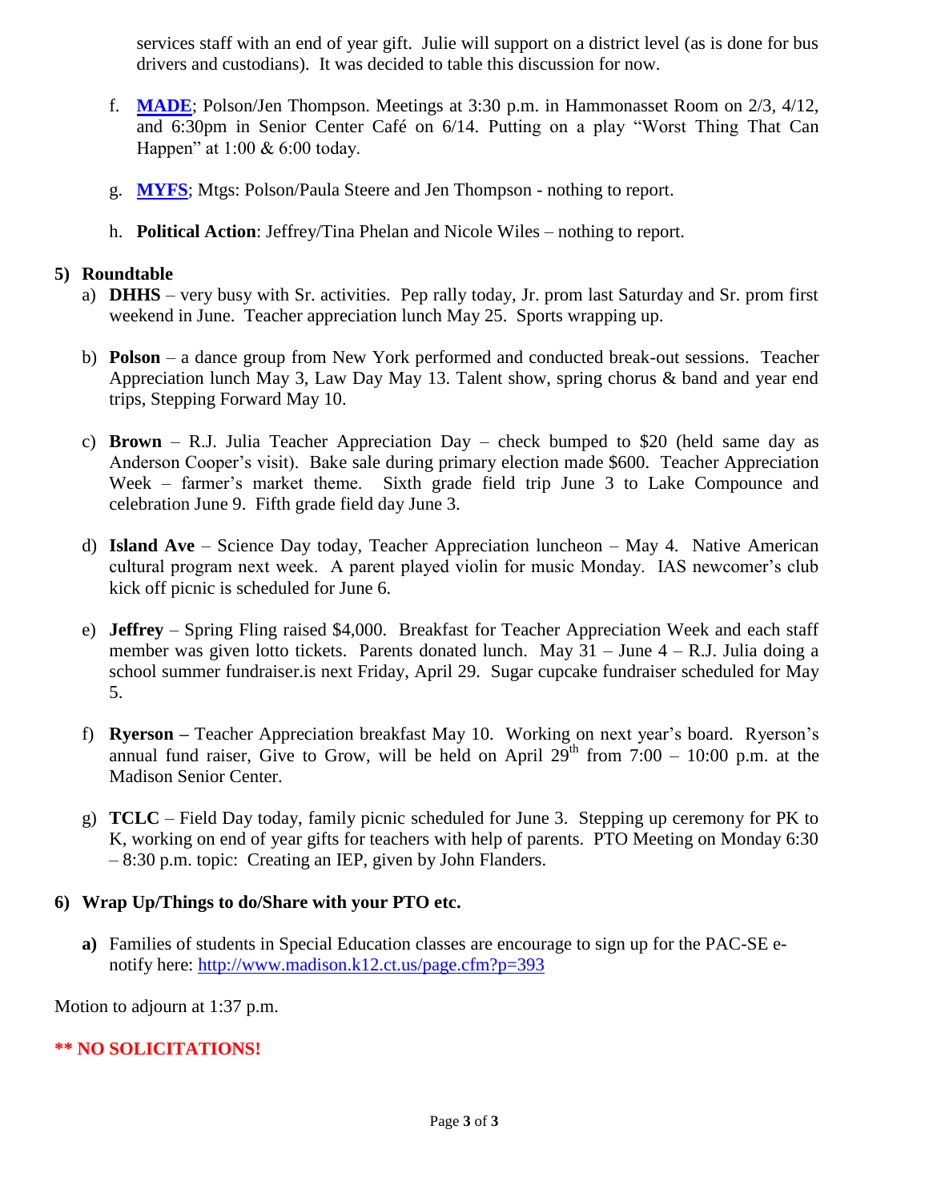services staff with an end of year gift. Julie will support on a district level (as is done for bus drivers and custodians). It was decided to table this discussion for now.

f. **MADE**; Polson/Jen Thompson. Meetings at 3:30 p.m. in Hammonasset Room on 2/3, 4/12, and 6:30pm in Senior Center Café on 6/14. Putting on a play "Worst Thing That Can Happen" at 1:00 & 6:00 today.

g. **MYFS**; Mtgs: Polson/Paula Steere and Jen Thompson - nothing to report.

h. **Political Action**: Jeffrey/Tina Phelan and Nicole Wiles – nothing to report.

## 5) Roundtable

a) **DHHS** – very busy with Sr. activities. Pep rally today, Jr. prom last Saturday and Sr. prom first weekend in June. Teacher appreciation lunch May 25. Sports wrapping up.

b) **Polson** – a dance group from New York performed and conducted break-out sessions. Teacher Appreciation lunch May 3, Law Day May 13. Talent show, spring chorus & band and year end trips, Stepping Forward May 10.

c) **Brown** – R.J. Julia Teacher Appreciation Day – check bumped to $20 (held same day as Anderson Cooper's visit). Bake sale during primary election made $600. Teacher Appreciation Week – farmer's market theme. Sixth grade field trip June 3 to Lake Compounce and celebration June 9. Fifth grade field day June 3.

d) **Island Ave** – Science Day today, Teacher Appreciation luncheon – May 4. Native American cultural program next week. A parent played violin for music Monday. IAS newcomer's club kick off picnic is scheduled for June 6.

e) **Jeffrey** – Spring Fling raised $4,000. Breakfast for Teacher Appreciation Week and each staff member was given lotto tickets. Parents donated lunch. May 31 – June 4 – R.J. Julia doing a school summer fundraiser.is next Friday, April 29. Sugar cupcake fundraiser scheduled for May 5.

f) **Ryerson –** Teacher Appreciation breakfast May 10. Working on next year's board. Ryerson's annual fund raiser, Give to Grow, will be held on April 29th from 7:00 – 10:00 p.m. at the Madison Senior Center.

g) **TCLC** – Field Day today, family picnic scheduled for June 3. Stepping up ceremony for PK to K, working on end of year gifts for teachers with help of parents. PTO Meeting on Monday 6:30 – 8:30 p.m. topic: Creating an IEP, given by John Flanders.

## 6) Wrap Up/Things to do/Share with your PTO etc.

**a)** Families of students in Special Education classes are encourage to sign up for the PAC-SE e-notify here: http://www.madison.k12.ct.us/page.cfm?p=393

Motion to adjourn at 1:37 p.m.

**\*\* NO SOLICITATIONS!**